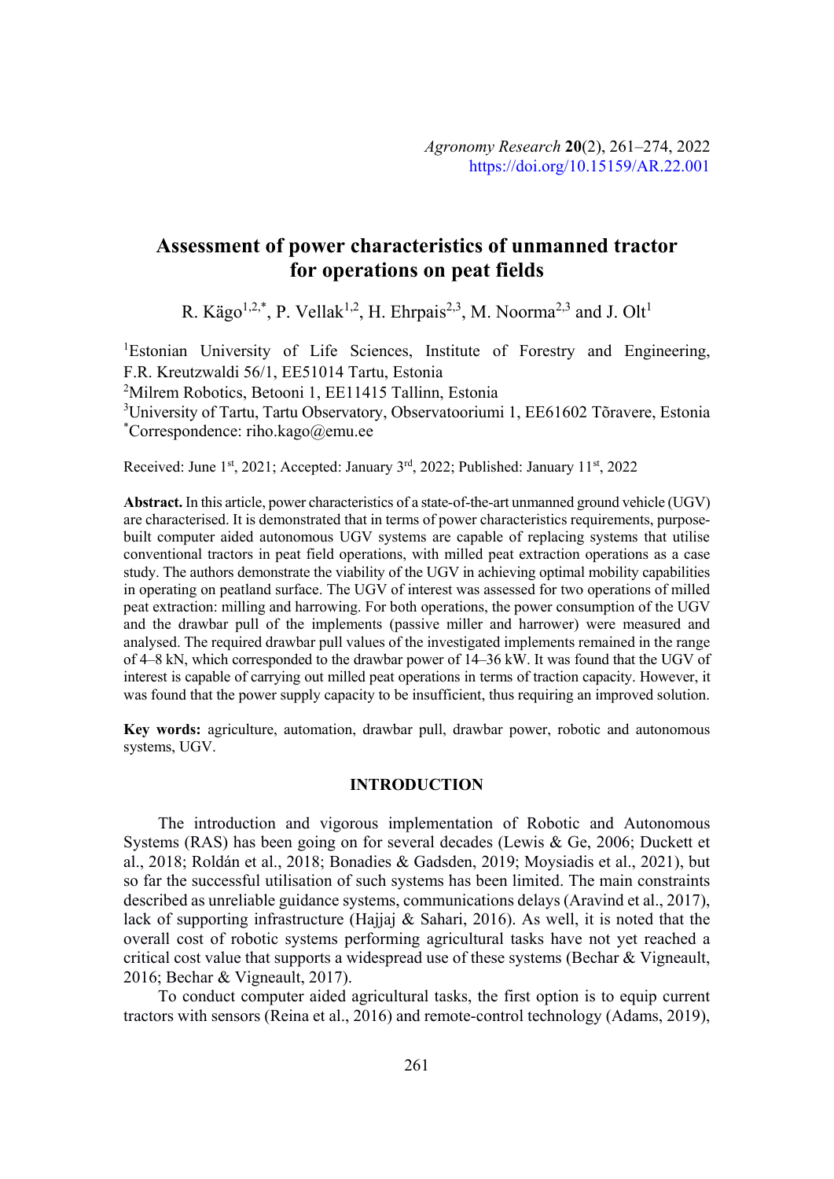# Assessment of power characteristics of unmanned tractor for operations on peat fields

R. Kägo[1,2,*], P. Vellak[1,2], H. Ehrpais[2,3], M. Noorma[2,3] and J. Olt[1]

[1]Estonian University of Life Sciences, Institute of Forestry and Engineering, F.R. Kreutzwaldi 56/1, EE51014 Tartu, Estonia

[2]Milrem Robotics, Betooni 1, EE11415 Tallinn, Estonia

[3]University of Tartu, Tartu Observatory, Observatooriumi 1, EE61602 Tõravere, Estonia

[*]Correspondence: riho.kago@emu.ee

Received: June 1st, 2021; Accepted: January 3rd, 2022; Published: January 11th, 2022

**Abstract.** In this article, power characteristics of a state-of-the-art unmanned ground vehicle (UGV) are characterised. It is demonstrated that in terms of power characteristics requirements, purpose-built computer aided autonomous UGV systems are capable of replacing systems that utilise conventional tractors in peat field operations, with milled peat extraction operations as a case study. The authors demonstrate the viability of the UGV in achieving optimal mobility capabilities in operating on peatland surface. The UGV of interest was assessed for two operations of milled peat extraction: milling and harrowing. For both operations, the power consumption of the UGV and the drawbar pull of the implements (passive miller and harrower) were measured and analysed. The required drawbar pull values of the investigated implements remained in the range of 4–8 kN, which corresponded to the drawbar power of 14–36 kW. It was found that the UGV of interest is capable of carrying out milled peat operations in terms of traction capacity. However, it was found that the power supply capacity to be insufficient, thus requiring an improved solution.

**Key words:** agriculture, automation, drawbar pull, drawbar power, robotic and autonomous systems, UGV.

## INTRODUCTION

The introduction and vigorous implementation of Robotic and Autonomous Systems (RAS) has been going on for several decades (Lewis & Ge, 2006; Duckett et al., 2018; Roldán et al., 2018; Bonadies & Gadsden, 2019; Moysiadis et al., 2021), but so far the successful utilisation of such systems has been limited. The main constraints described as unreliable guidance systems, communications delays (Aravind et al., 2017), lack of supporting infrastructure (Hajjaj & Sahari, 2016). As well, it is noted that the overall cost of robotic systems performing agricultural tasks have not yet reached a critical cost value that supports a widespread use of these systems (Bechar & Vigneault, 2016; Bechar & Vigneault, 2017).

To conduct computer aided agricultural tasks, the first option is to equip current tractors with sensors (Reina et al., 2016) and remote-control technology (Adams, 2019),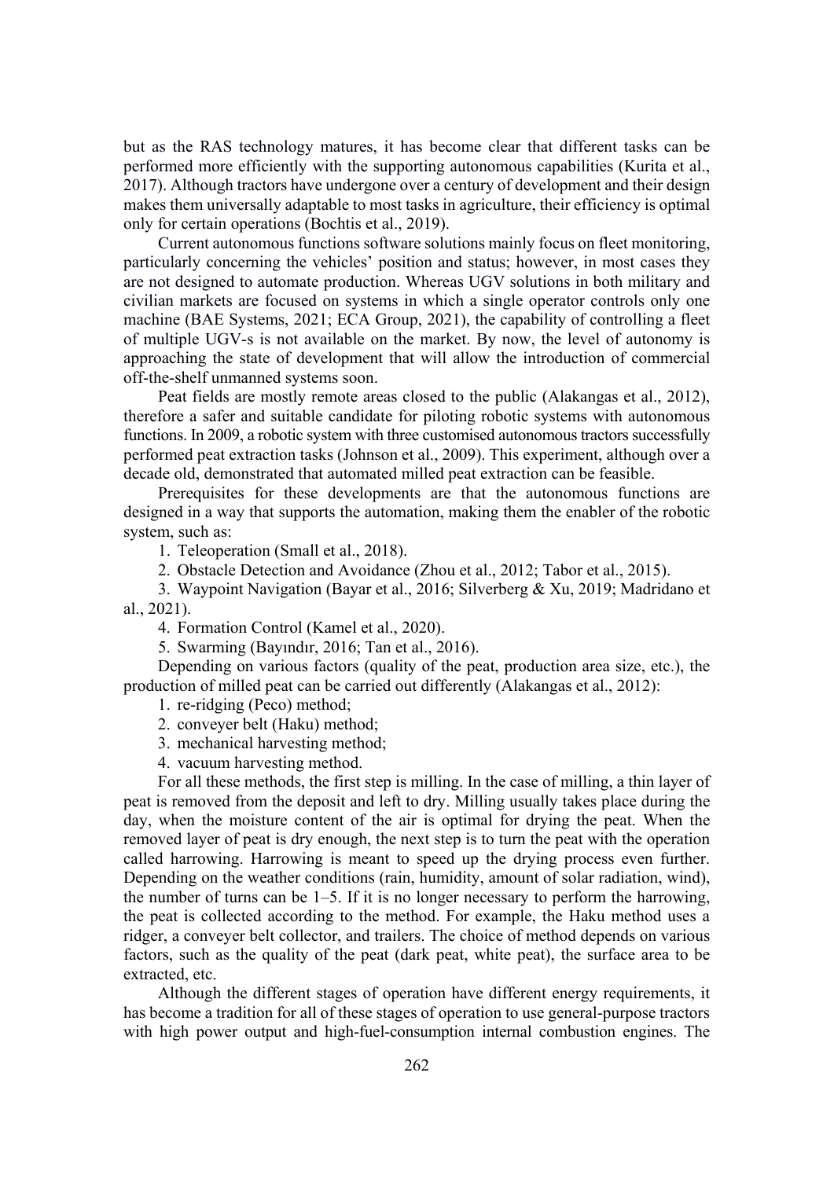but as the RAS technology matures, it has become clear that different tasks can be performed more efficiently with the supporting autonomous capabilities (Kurita et al., 2017). Although tractors have undergone over a century of development and their design makes them universally adaptable to most tasks in agriculture, their efficiency is optimal only for certain operations (Bochtis et al., 2019).

Current autonomous functions software solutions mainly focus on fleet monitoring, particularly concerning the vehicles' position and status; however, in most cases they are not designed to automate production. Whereas UGV solutions in both military and civilian markets are focused on systems in which a single operator controls only one machine (BAE Systems, 2021; ECA Group, 2021), the capability of controlling a fleet of multiple UGV-s is not available on the market. By now, the level of autonomy is approaching the state of development that will allow the introduction of commercial off-the-shelf unmanned systems soon.

Peat fields are mostly remote areas closed to the public (Alakangas et al., 2012), therefore a safer and suitable candidate for piloting robotic systems with autonomous functions. In 2009, a robotic system with three customised autonomous tractors successfully performed peat extraction tasks (Johnson et al., 2009). This experiment, although over a decade old, demonstrated that automated milled peat extraction can be feasible.

Prerequisites for these developments are that the autonomous functions are designed in a way that supports the automation, making them the enabler of the robotic system, such as:

1. Teleoperation (Small et al., 2018).
2. Obstacle Detection and Avoidance (Zhou et al., 2012; Tabor et al., 2015).
3. Waypoint Navigation (Bayar et al., 2016; Silverberg & Xu, 2019; Madridano et al., 2021).
4. Formation Control (Kamel et al., 2020).
5. Swarming (Bayındır, 2016; Tan et al., 2016).

Depending on various factors (quality of the peat, production area size, etc.), the production of milled peat can be carried out differently (Alakangas et al., 2012):

1. re-ridging (Peco) method;
2. conveyer belt (Haku) method;
3. mechanical harvesting method;
4. vacuum harvesting method.

For all these methods, the first step is milling. In the case of milling, a thin layer of peat is removed from the deposit and left to dry. Milling usually takes place during the day, when the moisture content of the air is optimal for drying the peat. When the removed layer of peat is dry enough, the next step is to turn the peat with the operation called harrowing. Harrowing is meant to speed up the drying process even further. Depending on the weather conditions (rain, humidity, amount of solar radiation, wind), the number of turns can be 1–5. If it is no longer necessary to perform the harrowing, the peat is collected according to the method. For example, the Haku method uses a ridger, a conveyer belt collector, and trailers. The choice of method depends on various factors, such as the quality of the peat (dark peat, white peat), the surface area to be extracted, etc.

Although the different stages of operation have different energy requirements, it has become a tradition for all of these stages of operation to use general-purpose tractors with high power output and high-fuel-consumption internal combustion engines. The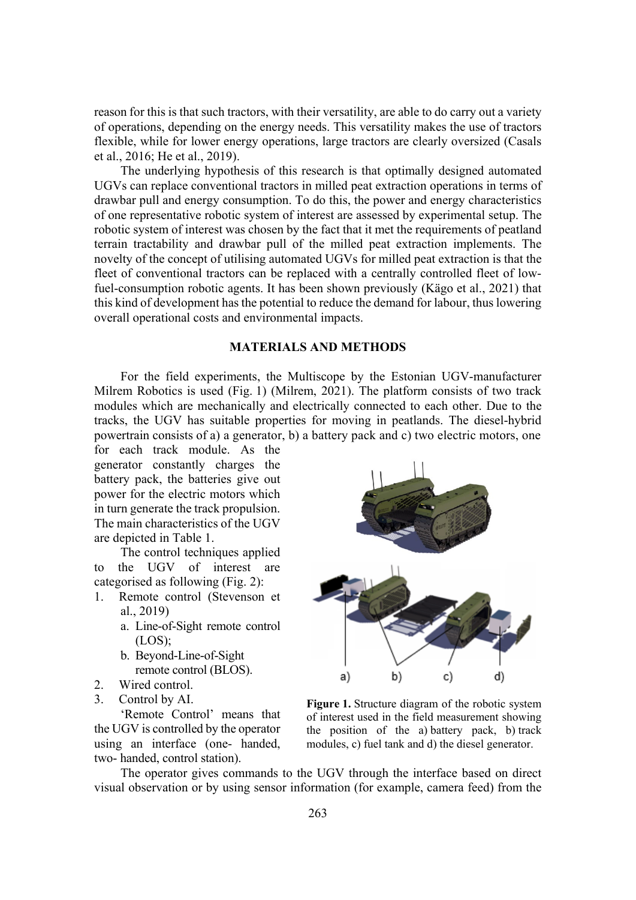reason for this is that such tractors, with their versatility, are able to do carry out a variety of operations, depending on the energy needs. This versatility makes the use of tractors flexible, while for lower energy operations, large tractors are clearly oversized (Casals et al., 2016; He et al., 2019).

The underlying hypothesis of this research is that optimally designed automated UGVs can replace conventional tractors in milled peat extraction operations in terms of drawbar pull and energy consumption. To do this, the power and energy characteristics of one representative robotic system of interest are assessed by experimental setup. The robotic system of interest was chosen by the fact that it met the requirements of peatland terrain tractability and drawbar pull of the milled peat extraction implements. The novelty of the concept of utilising automated UGVs for milled peat extraction is that the fleet of conventional tractors can be replaced with a centrally controlled fleet of low-fuel-consumption robotic agents. It has been shown previously (Kägo et al., 2021) that this kind of development has the potential to reduce the demand for labour, thus lowering overall operational costs and environmental impacts.

## MATERIALS AND METHODS

For the field experiments, the Multiscope by the Estonian UGV-manufacturer Milrem Robotics is used (Fig. 1) (Milrem, 2021). The platform consists of two track modules which are mechanically and electrically connected to each other. Due to the tracks, the UGV has suitable properties for moving in peatlands. The diesel-hybrid powertrain consists of a) a generator, b) a battery pack and c) two electric motors, one for each track module. As the generator constantly charges the battery pack, the batteries give out power for the electric motors which in turn generate the track propulsion. The main characteristics of the UGV are depicted in Table 1.

a) b) c) d)

**Figure 1.** Structure diagram of the robotic system of interest used in the field measurement showing the position of the a) battery pack, b) track modules, c) fuel tank and d) the diesel generator.

The control techniques applied to the UGV of interest are categorised as following (Fig. 2):

1. Remote control (Stevenson et al., 2019)
   a. Line-of-Sight remote control (LOS);
   b. Beyond-Line-of-Sight remote control (BLOS).
2. Wired control.
3. Control by AI.

'Remote Control' means that the UGV is controlled by the operator using an interface (one- handed, two- handed, control station).

The operator gives commands to the UGV through the interface based on direct visual observation or by using sensor information (for example, camera feed) from the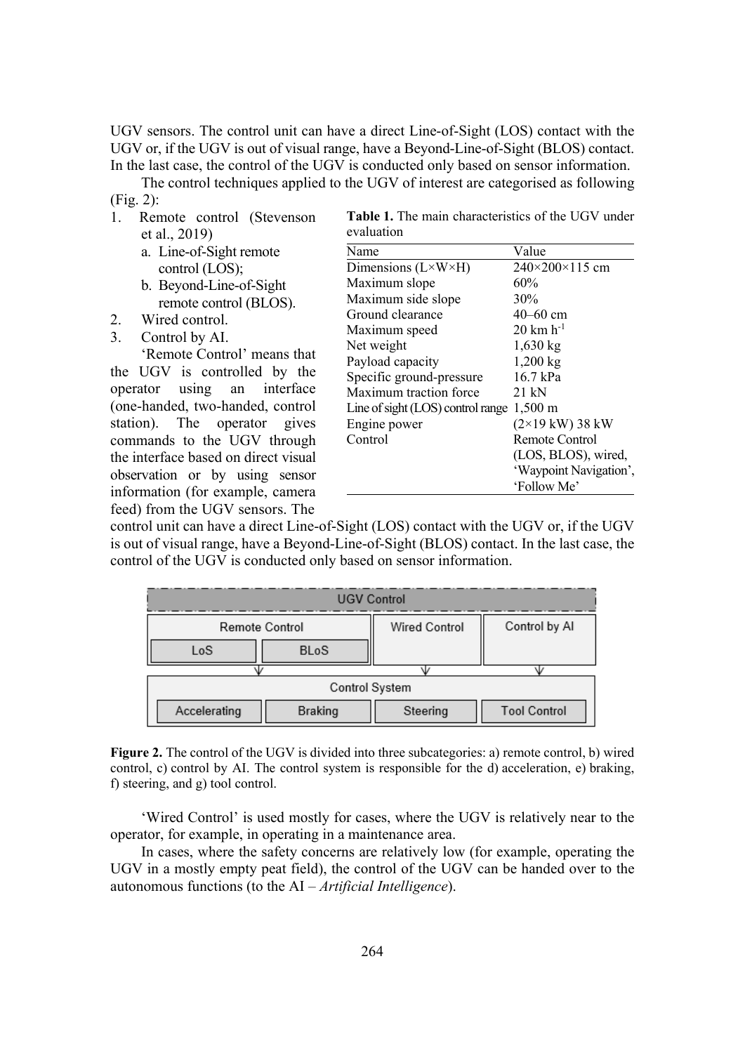UGV sensors. The control unit can have a direct Line-of-Sight (LOS) contact with the UGV or, if the UGV is out of visual range, have a Beyond-Line-of-Sight (BLOS) contact. In the last case, the control of the UGV is conducted only based on sensor information.

The control techniques applied to the UGV of interest are categorised as following (Fig. 2):

1. Remote control (Stevenson et al., 2019)
   a. Line-of-Sight remote control (LOS);
   b. Beyond-Line-of-Sight remote control (BLOS).
2. Wired control.
3. Control by AI.

**Table 1.** The main characteristics of the UGV under evaluation

| Name | Value |
|---|---|
| Dimensions (L×W×H) | 240×200×115 cm |
| Maximum slope | 60% |
| Maximum side slope | 30% |
| Ground clearance | 40–60 cm |
| Maximum speed | 20 km $h^{-1}$ |
| Net weight | 1,630 kg |
| Payload capacity | 1,200 kg |
| Specific ground-pressure | 16.7 kPa |
| Maximum traction force | 21 kN |
| Line of sight (LOS) control range | 1,500 m |
| Engine power | (2×19 kW) 38 kW |
| Control | Remote Control (LOS, BLOS), wired, 'Waypoint Navigation', 'Follow Me' |

'Remote Control' means that the UGV is controlled by the operator using an interface (one-handed, two-handed, control station). The operator gives commands to the UGV through the interface based on direct visual observation or by using sensor information (for example, camera feed) from the UGV sensors. The control unit can have a direct Line-of-Sight (LOS) contact with the UGV or, if the UGV is out of visual range, have a Beyond-Line-of-Sight (BLOS) contact. In the last case, the control of the UGV is conducted only based on sensor information.

UGV Control

Remote Control

LoS

BLoS

Wired Control

Control by AI

Control System

Accelerating

Braking

Steering

Tool Control

**Figure 2.** The control of the UGV is divided into three subcategories: a) remote control, b) wired control, c) control by AI. The control system is responsible for the d) acceleration, e) braking, f) steering, and g) tool control.

'Wired Control' is used mostly for cases, where the UGV is relatively near to the operator, for example, in operating in a maintenance area.

In cases, where the safety concerns are relatively low (for example, operating the UGV in a mostly empty peat field), the control of the UGV can be handed over to the autonomous functions (to the AI – *Artificial Intelligence*).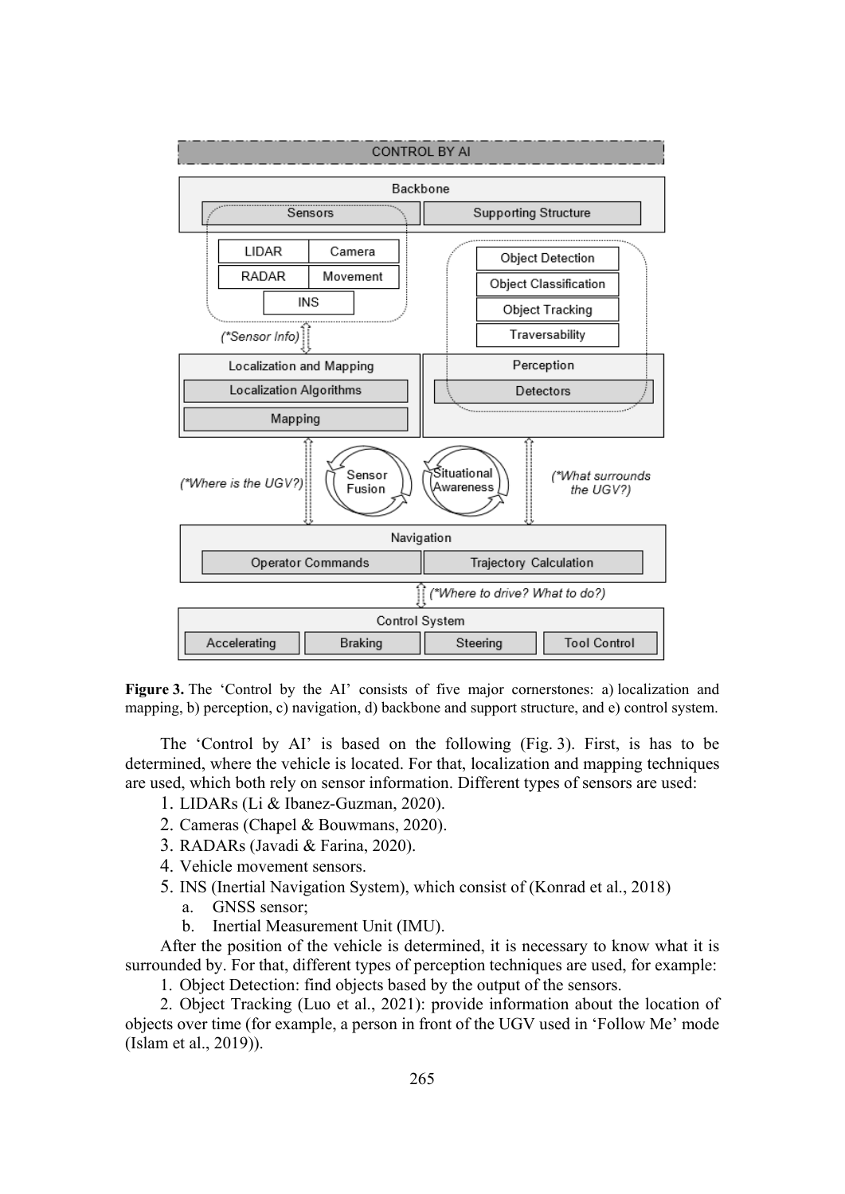CONTROL BY AI

Backbone

Sensors

Supporting Structure

LIDAR

Camera

RADAR

Movement

INS

Object Detection

Object Classification

Object Tracking

Traversability

(*Sensor Info)

Localization and Mapping

Localization Algorithms

Mapping

Perception

Detectors

(*Where is the UGV?)

Sensor Fusion

Situational Awareness

(*What surrounds the UGV?)

Navigation

Operator Commands

Trajectory Calculation

(*Where to drive? What to do?)

Control System

Accelerating

Braking

Steering

Tool Control

**Figure 3.** The 'Control by the AI' consists of five major cornerstones: a) localization and mapping, b) perception, c) navigation, d) backbone and support structure, and e) control system.

The 'Control by AI' is based on the following (Fig. 3). First, is has to be determined, where the vehicle is located. For that, localization and mapping techniques are used, which both rely on sensor information. Different types of sensors are used:

1. LIDARs (Li & Ibanez-Guzman, 2020).
2. Cameras (Chapel & Bouwmans, 2020).
3. RADARs (Javadi & Farina, 2020).
4. Vehicle movement sensors.
5. INS (Inertial Navigation System), which consist of (Konrad et al., 2018)
   a. GNSS sensor;
   b. Inertial Measurement Unit (IMU).

After the position of the vehicle is determined, it is necessary to know what it is surrounded by. For that, different types of perception techniques are used, for example:

1. Object Detection: find objects based by the output of the sensors.

2. Object Tracking (Luo et al., 2021): provide information about the location of objects over time (for example, a person in front of the UGV used in 'Follow Me' mode (Islam et al., 2019)).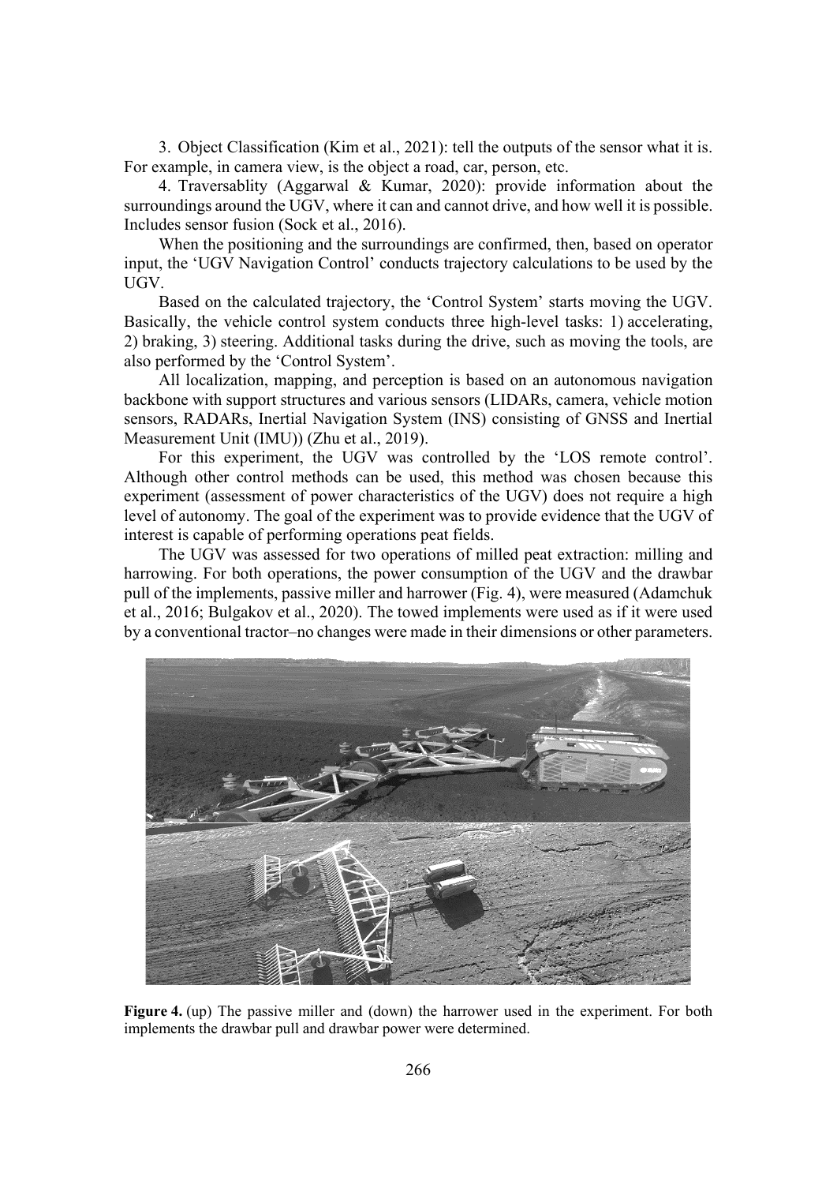3. Object Classification (Kim et al., 2021): tell the outputs of the sensor what it is. For example, in camera view, is the object a road, car, person, etc.

4. Traversablity (Aggarwal & Kumar, 2020): provide information about the surroundings around the UGV, where it can and cannot drive, and how well it is possible. Includes sensor fusion (Sock et al., 2016).

When the positioning and the surroundings are confirmed, then, based on operator input, the 'UGV Navigation Control' conducts trajectory calculations to be used by the UGV.

Based on the calculated trajectory, the 'Control System' starts moving the UGV. Basically, the vehicle control system conducts three high-level tasks: 1) accelerating, 2) braking, 3) steering. Additional tasks during the drive, such as moving the tools, are also performed by the 'Control System'.

All localization, mapping, and perception is based on an autonomous navigation backbone with support structures and various sensors (LIDARs, camera, vehicle motion sensors, RADARs, Inertial Navigation System (INS) consisting of GNSS and Inertial Measurement Unit (IMU)) (Zhu et al., 2019).

For this experiment, the UGV was controlled by the 'LOS remote control'. Although other control methods can be used, this method was chosen because this experiment (assessment of power characteristics of the UGV) does not require a high level of autonomy. The goal of the experiment was to provide evidence that the UGV of interest is capable of performing operations peat fields.

The UGV was assessed for two operations of milled peat extraction: milling and harrowing. For both operations, the power consumption of the UGV and the drawbar pull of the implements, passive miller and harrower (Fig. 4), were measured (Adamchuk et al., 2016; Bulgakov et al., 2020). The towed implements were used as if it were used by a conventional tractor–no changes were made in their dimensions or other parameters.

**Figure 4.** (up) The passive miller and (down) the harrower used in the experiment. For both implements the drawbar pull and drawbar power were determined.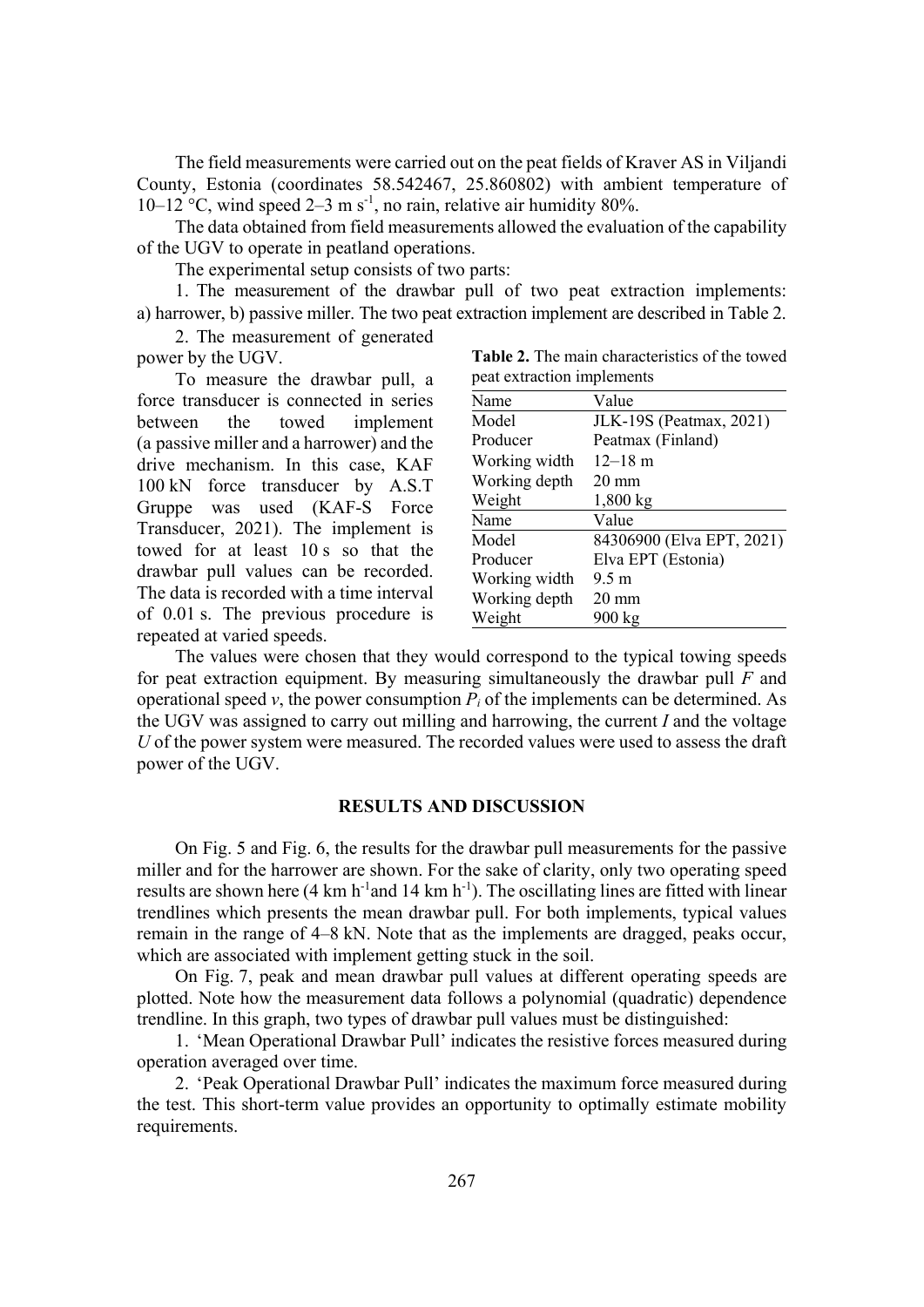The field measurements were carried out on the peat fields of Kraver AS in Viljandi County, Estonia (coordinates 58.542467, 25.860802) with ambient temperature of 10–12 °C, wind speed 2–3 m $s^{-1}$, no rain, relative air humidity 80%.

The data obtained from field measurements allowed the evaluation of the capability of the UGV to operate in peatland operations.

The experimental setup consists of two parts:

1. The measurement of the drawbar pull of two peat extraction implements: a) harrower, b) passive miller. The two peat extraction implement are described in Table 2.

2. The measurement of generated power by the UGV.

**Table 2.** The main characteristics of the towed peat extraction implements

| Name | Value |
|---|---|
| Model | JLK-19S (Peatmax, 2021) |
| Producer | Peatmax (Finland) |
| Working width | 12–18 m |
| Working depth | 20 mm |
| Weight | 1,800 kg |
| Name | Value |
| Model | 84306900 (Elva EPT, 2021) |
| Producer | Elva EPT (Estonia) |
| Working width | 9.5 m |
| Working depth | 20 mm |
| Weight | 900 kg |

To measure the drawbar pull, a force transducer is connected in series between the towed implement (a passive miller and a harrower) and the drive mechanism. In this case, KAF 100 kN force transducer by A.S.T Gruppe was used (KAF-S Force Transducer, 2021). The implement is towed for at least 10 s so that the drawbar pull values can be recorded. The data is recorded with a time interval of 0.01 s. The previous procedure is repeated at varied speeds.

The values were chosen that they would correspond to the typical towing speeds for peat extraction equipment. By measuring simultaneously the drawbar pull $F$ and operational speed $v$, the power consumption $P_i$ of the implements can be determined. As the UGV was assigned to carry out milling and harrowing, the current $I$ and the voltage $U$ of the power system were measured. The recorded values were used to assess the draft power of the UGV.

## RESULTS AND DISCUSSION

On Fig. 5 and Fig. 6, the results for the drawbar pull measurements for the passive miller and for the harrower are shown. For the sake of clarity, only two operating speed results are shown here (4 km $h^{-1}$and 14 km $h^{-1}$). The oscillating lines are fitted with linear trendlines which presents the mean drawbar pull. For both implements, typical values remain in the range of 4–8 kN. Note that as the implements are dragged, peaks occur, which are associated with implement getting stuck in the soil.

On Fig. 7, peak and mean drawbar pull values at different operating speeds are plotted. Note how the measurement data follows a polynomial (quadratic) dependence trendline. In this graph, two types of drawbar pull values must be distinguished:

1. 'Mean Operational Drawbar Pull' indicates the resistive forces measured during operation averaged over time.

2. 'Peak Operational Drawbar Pull' indicates the maximum force measured during the test. This short-term value provides an opportunity to optimally estimate mobility requirements.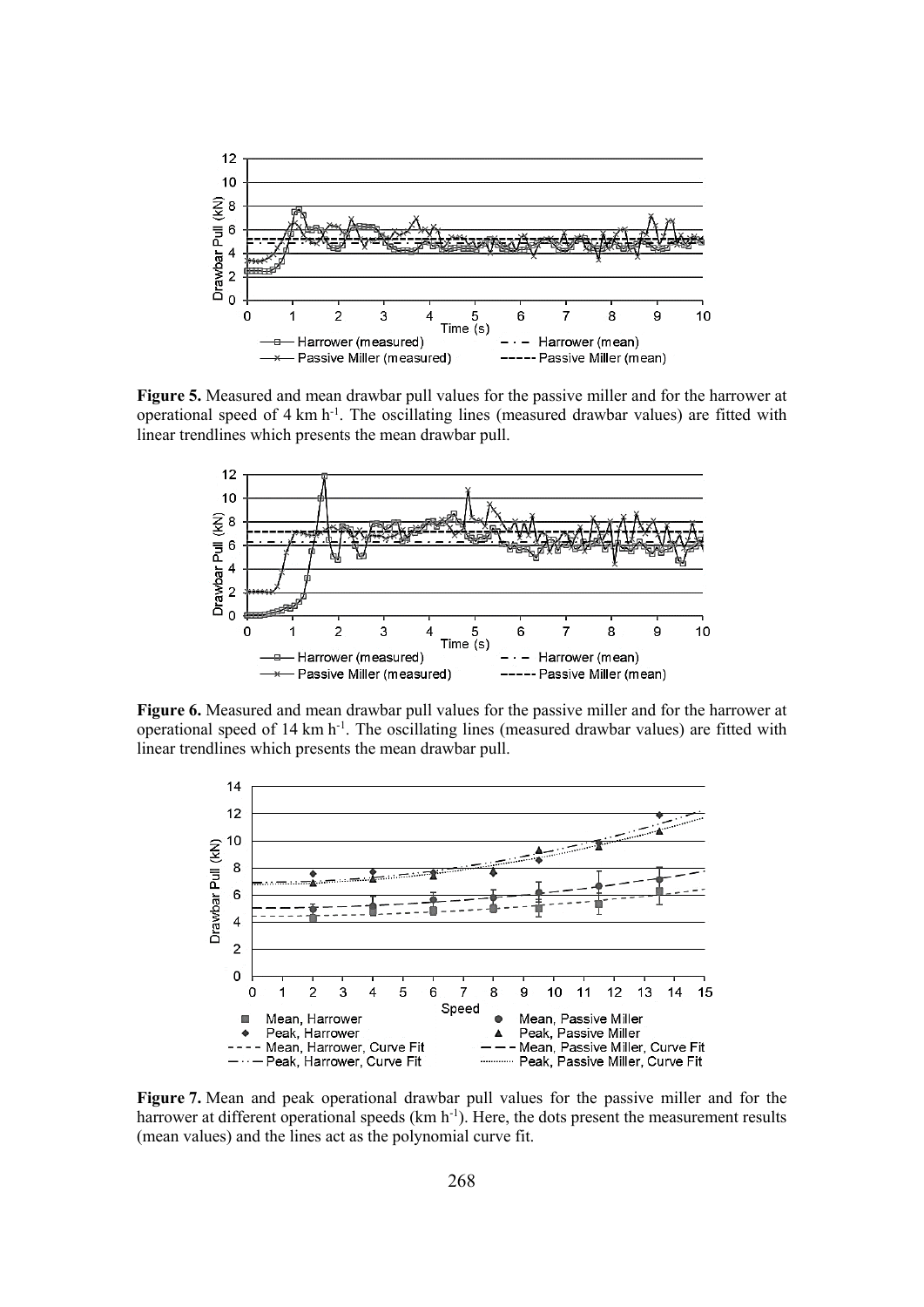12
10
8
6
4
2
0
Drawbar Pull (kN)
0 1 2 3 4 5 6 7 8 9 10
Time (s)
Harrower (measured)
Harrower (mean)
Passive Miller (measured)
Passive Miller (mean)

**Figure 5.** Measured and mean drawbar pull values for the passive miller and for the harrower at operational speed of 4 km $h^{-1}$. The oscillating lines (measured drawbar values) are fitted with linear trendlines which presents the mean drawbar pull.

12
10
8
6
4
2
0
Drawbar Pull (kN)
0 1 2 3 4 5 6 7 8 9 10
Time (s)
Harrower (measured)
Harrower (mean)
Passive Miller (measured)
Passive Miller (mean)

**Figure 6.** Measured and mean drawbar pull values for the passive miller and for the harrower at operational speed of 14 km $h^{-1}$. The oscillating lines (measured drawbar values) are fitted with linear trendlines which presents the mean drawbar pull.

14
12
10
8
6
4
2
0
Drawbar Pull (kN)
0 1 2 3 4 5 6 7 8 9 10 11 12 13 14 15
Speed
Mean, Harrower
Mean, Passive Miller
Peak, Harrower
Peak, Passive Miller
Mean, Harrower, Curve Fit
Mean, Passive Miller, Curve Fit
Peak, Harrower, Curve Fit
Peak, Passive Miller, Curve Fit

**Figure 7.** Mean and peak operational drawbar pull values for the passive miller and for the harrower at different operational speeds (km $h^{-1}$). Here, the dots present the measurement results (mean values) and the lines act as the polynomial curve fit.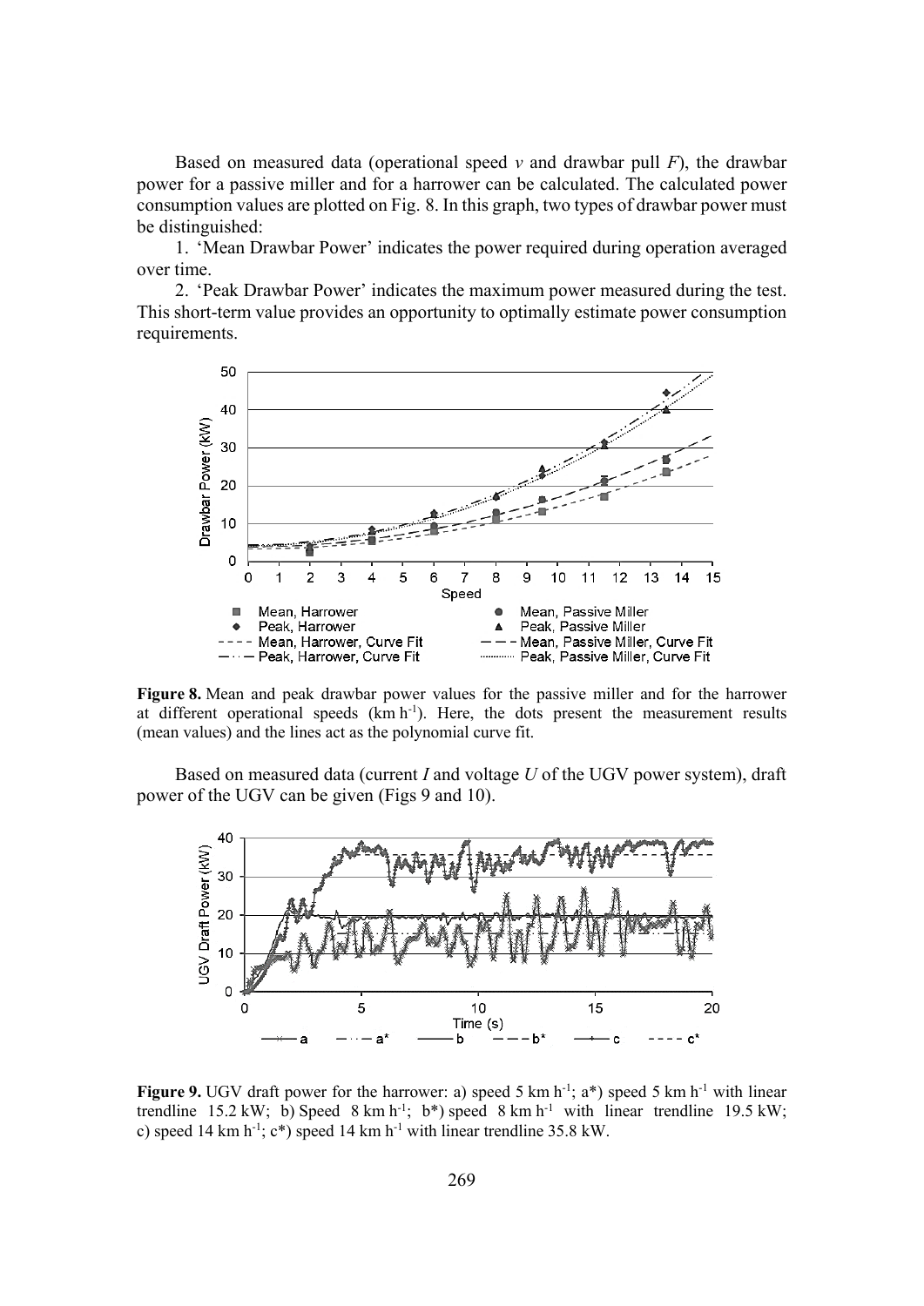Based on measured data (operational speed $v$ and drawbar pull $F$), the drawbar power for a passive miller and for a harrower can be calculated. The calculated power consumption values are plotted on Fig. 8. In this graph, two types of drawbar power must be distinguished:

1. 'Mean Drawbar Power' indicates the power required during operation averaged over time.

2. 'Peak Drawbar Power' indicates the maximum power measured during the test. This short-term value provides an opportunity to optimally estimate power consumption requirements.

Drawbar Power (kW)
50
40
30
20
10
0
0 1 2 3 4 5 6 7 8 9 10 11 12 13 14 15
Speed

Mean, Harrower
Peak, Harrower
Mean, Harrower, Curve Fit
Peak, Harrower, Curve Fit
Mean, Passive Miller
Peak, Passive Miller
Mean, Passive Miller, Curve Fit
Peak, Passive Miller, Curve Fit

**Figure 8.** Mean and peak drawbar power values for the passive miller and for the harrower at different operational speeds (km $h^{-1}$). Here, the dots present the measurement results (mean values) and the lines act as the polynomial curve fit.

Based on measured data (current $I$ and voltage $U$ of the UGV power system), draft power of the UGV can be given (Figs 9 and 10).

UGV Draft Power (kW)
40
30
20
10
0
0 5 10 15 20
Time (s)
a a* b b* c c*

**Figure 9.** UGV draft power for the harrower: a) speed 5 km $h^{-1}$; a*) speed 5 km $h^{-1}$ with linear trendline 15.2 kW; b) Speed 8 km $h^{-1}$; b*) speed 8 km $h^{-1}$ with linear trendline 19.5 kW; c) speed 14 km $h^{-1}$; c*) speed 14 km $h^{-1}$ with linear trendline 35.8 kW.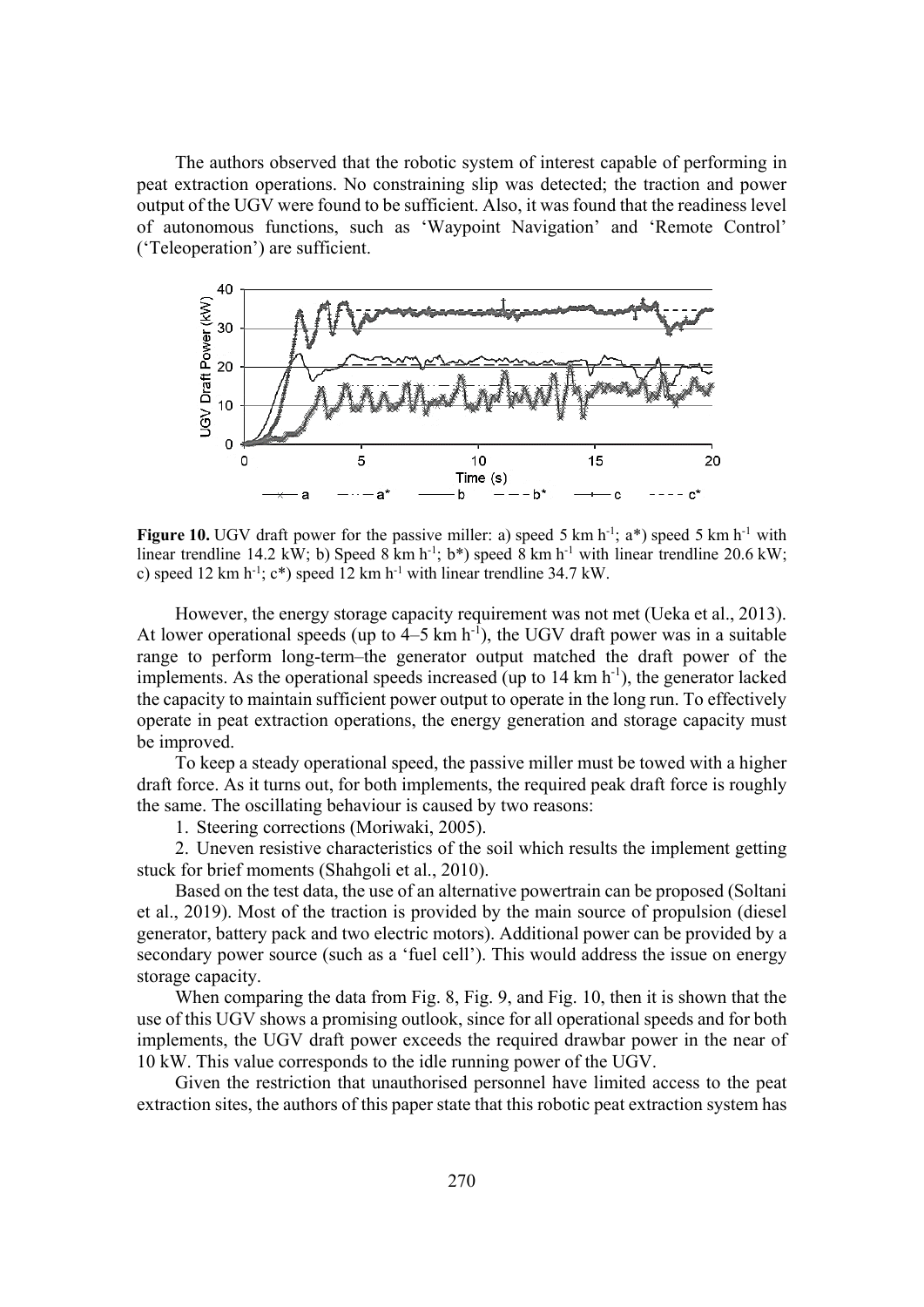The authors observed that the robotic system of interest capable of performing in peat extraction operations. No constraining slip was detected; the traction and power output of the UGV were found to be sufficient. Also, it was found that the readiness level of autonomous functions, such as 'Waypoint Navigation' and 'Remote Control' ('Teleoperation') are sufficient.

UGV Draft Power (kW)
40
30
20
10
0
0 5 10 15 20
Time (s)
a a* b b* c c*

**Figure 10.** UGV draft power for the passive miller: a) speed 5 km h$^{-1}$; a*) speed 5 km h$^{-1}$ with linear trendline 14.2 kW; b) Speed 8 km h$^{-1}$; b*) speed 8 km h$^{-1}$ with linear trendline 20.6 kW; c) speed 12 km h$^{-1}$; c*) speed 12 km h$^{-1}$ with linear trendline 34.7 kW.

However, the energy storage capacity requirement was not met (Ueka et al., 2013). At lower operational speeds (up to 4–5 km h$^{-1}$), the UGV draft power was in a suitable range to perform long-term–the generator output matched the draft power of the implements. As the operational speeds increased (up to 14 km h$^{-1}$), the generator lacked the capacity to maintain sufficient power output to operate in the long run. To effectively operate in peat extraction operations, the energy generation and storage capacity must be improved.

To keep a steady operational speed, the passive miller must be towed with a higher draft force. As it turns out, for both implements, the required peak draft force is roughly the same. The oscillating behaviour is caused by two reasons:

1. Steering corrections (Moriwaki, 2005).
2. Uneven resistive characteristics of the soil which results the implement getting stuck for brief moments (Shahgoli et al., 2010).

Based on the test data, the use of an alternative powertrain can be proposed (Soltani et al., 2019). Most of the traction is provided by the main source of propulsion (diesel generator, battery pack and two electric motors). Additional power can be provided by a secondary power source (such as a 'fuel cell'). This would address the issue on energy storage capacity.

When comparing the data from Fig. 8, Fig. 9, and Fig. 10, then it is shown that the use of this UGV shows a promising outlook, since for all operational speeds and for both implements, the UGV draft power exceeds the required drawbar power in the near of 10 kW. This value corresponds to the idle running power of the UGV.

Given the restriction that unauthorised personnel have limited access to the peat extraction sites, the authors of this paper state that this robotic peat extraction system has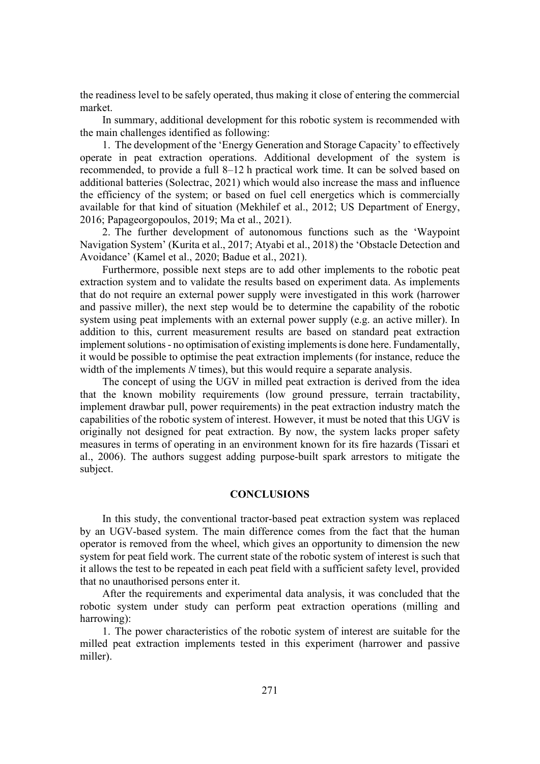the readiness level to be safely operated, thus making it close of entering the commercial market.

In summary, additional development for this robotic system is recommended with the main challenges identified as following:

1. The development of the 'Energy Generation and Storage Capacity' to effectively operate in peat extraction operations. Additional development of the system is recommended, to provide a full 8–12 h practical work time. It can be solved based on additional batteries (Solectrac, 2021) which would also increase the mass and influence the efficiency of the system; or based on fuel cell energetics which is commercially available for that kind of situation (Mekhilef et al., 2012; US Department of Energy, 2016; Papageorgopoulos, 2019; Ma et al., 2021).
2. The further development of autonomous functions such as the 'Waypoint Navigation System' (Kurita et al., 2017; Atyabi et al., 2018) the 'Obstacle Detection and Avoidance' (Kamel et al., 2020; Badue et al., 2021).

Furthermore, possible next steps are to add other implements to the robotic peat extraction system and to validate the results based on experiment data. As implements that do not require an external power supply were investigated in this work (harrower and passive miller), the next step would be to determine the capability of the robotic system using peat implements with an external power supply (e.g. an active miller). In addition to this, current measurement results are based on standard peat extraction implement solutions - no optimisation of existing implements is done here. Fundamentally, it would be possible to optimise the peat extraction implements (for instance, reduce the width of the implements *N* times), but this would require a separate analysis.

The concept of using the UGV in milled peat extraction is derived from the idea that the known mobility requirements (low ground pressure, terrain tractability, implement drawbar pull, power requirements) in the peat extraction industry match the capabilities of the robotic system of interest. However, it must be noted that this UGV is originally not designed for peat extraction. By now, the system lacks proper safety measures in terms of operating in an environment known for its fire hazards (Tissari et al., 2006). The authors suggest adding purpose-built spark arrestors to mitigate the subject.

## CONCLUSIONS

In this study, the conventional tractor-based peat extraction system was replaced by an UGV-based system. The main difference comes from the fact that the human operator is removed from the wheel, which gives an opportunity to dimension the new system for peat field work. The current state of the robotic system of interest is such that it allows the test to be repeated in each peat field with a sufficient safety level, provided that no unauthorised persons enter it.

After the requirements and experimental data analysis, it was concluded that the robotic system under study can perform peat extraction operations (milling and harrowing):

1. The power characteristics of the robotic system of interest are suitable for the milled peat extraction implements tested in this experiment (harrower and passive miller).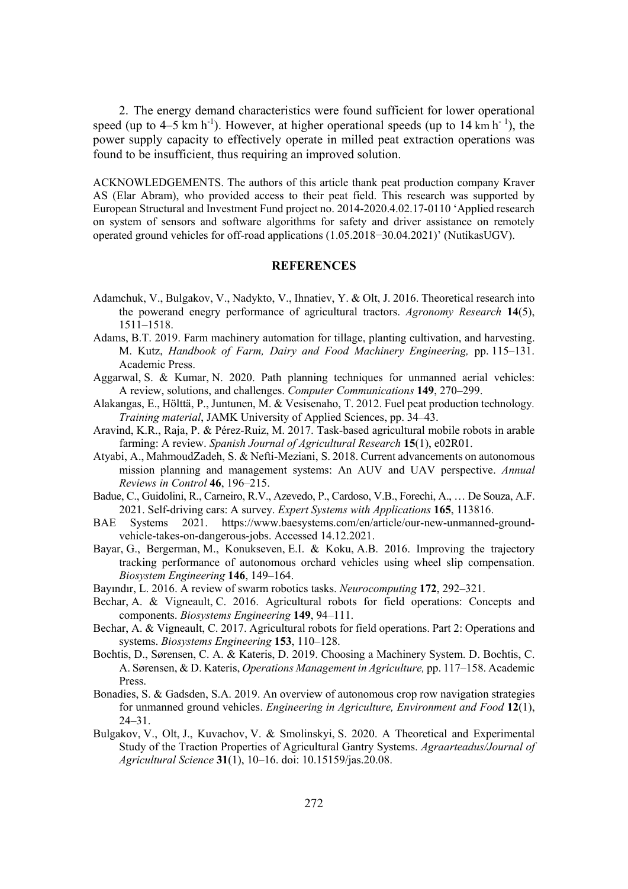2. The energy demand characteristics were found sufficient for lower operational speed (up to 4–5 km $h^{-1}$). However, at higher operational speeds (up to 14 km $h^{-1}$), the power supply capacity to effectively operate in milled peat extraction operations was found to be insufficient, thus requiring an improved solution.

ACKNOWLEDGEMENTS. The authors of this article thank peat production company Kraver AS (Elar Abram), who provided access to their peat field. This research was supported by European Structural and Investment Fund project no. 2014-2020.4.02.17-0110 'Applied research on system of sensors and software algorithms for safety and driver assistance on remotely operated ground vehicles for off-road applications (1.05.2018−30.04.2021)' (NutikasUGV).

## REFERENCES

Adamchuk, V., Bulgakov, V., Nadykto, V., Ihnatiev, Y. & Olt, J. 2016. Theoretical research into the powerand energy performance of agricultural tractors. *Agronomy Research* **14**(5), 1511–1518.

Adams, B.T. 2019. Farm machinery automation for tillage, planting cultivation, and harvesting. M. Kutz, *Handbook of Farm, Dairy and Food Machinery Engineering,* pp. 115–131. Academic Press.

Aggarwal, S. & Kumar, N. 2020. Path planning techniques for unmanned aerial vehicles: A review, solutions, and challenges. *Computer Communications* **149**, 270–299.

Alakangas, E., Hölttä, P., Juntunen, M. & Vesisenaho, T. 2012. Fuel peat production technology. *Training material*, JAMK University of Applied Sciences, pp. 34–43.

Aravind, K.R., Raja, P. & Pérez-Ruiz, M. 2017. Task-based agricultural mobile robots in arable farming: A review. *Spanish Journal of Agricultural Research* **15**(1), e02R01.

Atyabi, A., MahmoudZadeh, S. & Nefti-Meziani, S. 2018. Current advancements on autonomous mission planning and management systems: An AUV and UAV perspective. *Annual Reviews in Control* **46**, 196–215.

Badue, C., Guidolini, R., Carneiro, R.V., Azevedo, P., Cardoso, V.B., Forechi, A., … De Souza, A.F. 2021. Self-driving cars: A survey. *Expert Systems with Applications* **165**, 113816.

BAE Systems 2021. https://www.baesystems.com/en/article/our-new-unmanned-ground-vehicle-takes-on-dangerous-jobs. Accessed 14.12.2021.

Bayar, G., Bergerman, M., Konukseven, E.I. & Koku, A.B. 2016. Improving the trajectory tracking performance of autonomous orchard vehicles using wheel slip compensation. *Biosystem Engineering* **146**, 149–164.

Bayındır, L. 2016. A review of swarm robotics tasks. *Neurocomputing* **172**, 292–321.

Bechar, A. & Vigneault, C. 2016. Agricultural robots for field operations: Concepts and components. *Biosystems Engineering* **149**, 94–111.

Bechar, A. & Vigneault, C. 2017. Agricultural robots for field operations. Part 2: Operations and systems. *Biosystems Engineering* **153**, 110–128.

Bochtis, D., Sørensen, C. A. & Kateris, D. 2019. Choosing a Machinery System. D. Bochtis, C. A. Sørensen, & D. Kateris, *Operations Management in Agriculture,* pp. 117–158. Academic Press.

Bonadies, S. & Gadsden, S.A. 2019. An overview of autonomous crop row navigation strategies for unmanned ground vehicles. *Engineering in Agriculture, Environment and Food* **12**(1), 24–31.

Bulgakov, V., Olt, J., Kuvachov, V. & Smolinskyi, S. 2020. A Theoretical and Experimental Study of the Traction Properties of Agricultural Gantry Systems. *Agraarteadus/Journal of Agricultural Science* **31**(1), 10–16. doi: 10.15159/jas.20.08.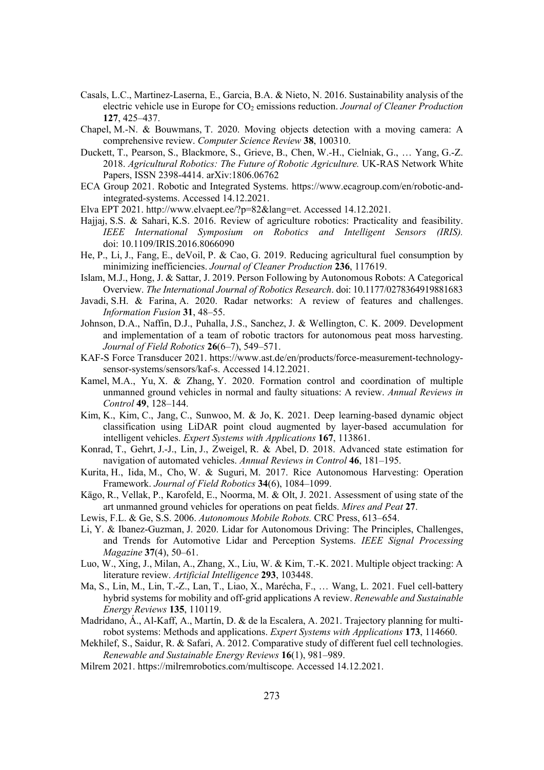Casals, L.C., Martinez-Laserna, E., Garcia, B.A. & Nieto, N. 2016. Sustainability analysis of the electric vehicle use in Europe for $CO_2$ emissions reduction. *Journal of Cleaner Production* **127**, 425–437.

Chapel, M.-N. & Bouwmans, T. 2020. Moving objects detection with a moving camera: A comprehensive review. *Computer Science Review* **38**, 100310.

Duckett, T., Pearson, S., Blackmore, S., Grieve, B., Chen, W.-H., Cielniak, G., … Yang, G.-Z. 2018. *Agricultural Robotics: The Future of Robotic Agriculture.* UK-RAS Network White Papers, ISSN 2398-4414. arXiv:1806.06762

ECA Group 2021. Robotic and Integrated Systems. https://www.ecagroup.com/en/robotic-and-integrated-systems. Accessed 14.12.2021.

Elva EPT 2021. http://www.elvaept.ee/?p=82&lang=et. Accessed 14.12.2021.

Hajjaj, S.S. & Sahari, K.S. 2016. Review of agriculture robotics: Practicality and feasibility. *IEEE International Symposium on Robotics and Intelligent Sensors (IRIS).* doi: 10.1109/IRIS.2016.8066090

He, P., Li, J., Fang, E., deVoil, P. & Cao, G. 2019. Reducing agricultural fuel consumption by minimizing inefficiencies. *Journal of Cleaner Production* **236**, 117619.

Islam, M.J., Hong, J. & Sattar, J. 2019. Person Following by Autonomous Robots: A Categorical Overview. *The International Journal of Robotics Research*. doi: 10.1177/0278364919881683

Javadi, S.H. & Farina, A. 2020. Radar networks: A review of features and challenges. *Information Fusion* **31**, 48–55.

Johnson, D.A., Naffin, D.J., Puhalla, J.S., Sanchez, J. & Wellington, C. K. 2009. Development and implementation of a team of robotic tractors for autonomous peat moss harvesting. *Journal of Field Robotics* **26**(6–7), 549–571.

KAF-S Force Transducer 2021. https://www.ast.de/en/products/force-measurement-technology-sensor-systems/sensors/kaf-s. Accessed 14.12.2021.

Kamel, M.A., Yu, X. & Zhang, Y. 2020. Formation control and coordination of multiple unmanned ground vehicles in normal and faulty situations: A review. *Annual Reviews in Control* **49**, 128–144.

Kim, K., Kim, C., Jang, C., Sunwoo, M. & Jo, K. 2021. Deep learning-based dynamic object classification using LiDAR point cloud augmented by layer-based accumulation for intelligent vehicles. *Expert Systems with Applications* **167**, 113861.

Konrad, T., Gehrt, J.-J., Lin, J., Zweigel, R. & Abel, D. 2018. Advanced state estimation for navigation of automated vehicles. *Annual Reviews in Control* **46**, 181–195.

Kurita, H., Iida, M., Cho, W. & Suguri, M. 2017. Rice Autonomous Harvesting: Operation Framework. *Journal of Field Robotics* **34**(6), 1084–1099.

Kägo, R., Vellak, P., Karofeld, E., Noorma, M. & Olt, J. 2021. Assessment of using state of the art unmanned ground vehicles for operations on peat fields. *Mires and Peat* **27**.

Lewis, F.L. & Ge, S.S. 2006. *Autonomous Mobile Robots.* CRC Press, 613–654.

Li, Y. & Ibanez-Guzman, J. 2020. Lidar for Autonomous Driving: The Principles, Challenges, and Trends for Automotive Lidar and Perception Systems. *IEEE Signal Processing Magazine* **37**(4), 50–61.

Luo, W., Xing, J., Milan, A., Zhang, X., Liu, W. & Kim, T.-K. 2021. Multiple object tracking: A literature review. *Artificial Intelligence* **293**, 103448.

Ma, S., Lin, M., Lin, T.-Z., Lan, T., Liao, X., Marécha, F., … Wang, L. 2021. Fuel cell-battery hybrid systems for mobility and off-grid applications A review. *Renewable and Sustainable Energy Reviews* **135**, 110119.

Madridano, Á., Al-Kaff, A., Martín, D. & de la Escalera, A. 2021. Trajectory planning for multi-robot systems: Methods and applications. *Expert Systems with Applications* **173**, 114660.

Mekhilef, S., Saidur, R. & Safari, A. 2012. Comparative study of different fuel cell technologies. *Renewable and Sustainable Energy Reviews* **16**(1), 981–989.

Milrem 2021. https://milremrobotics.com/multiscope. Accessed 14.12.2021.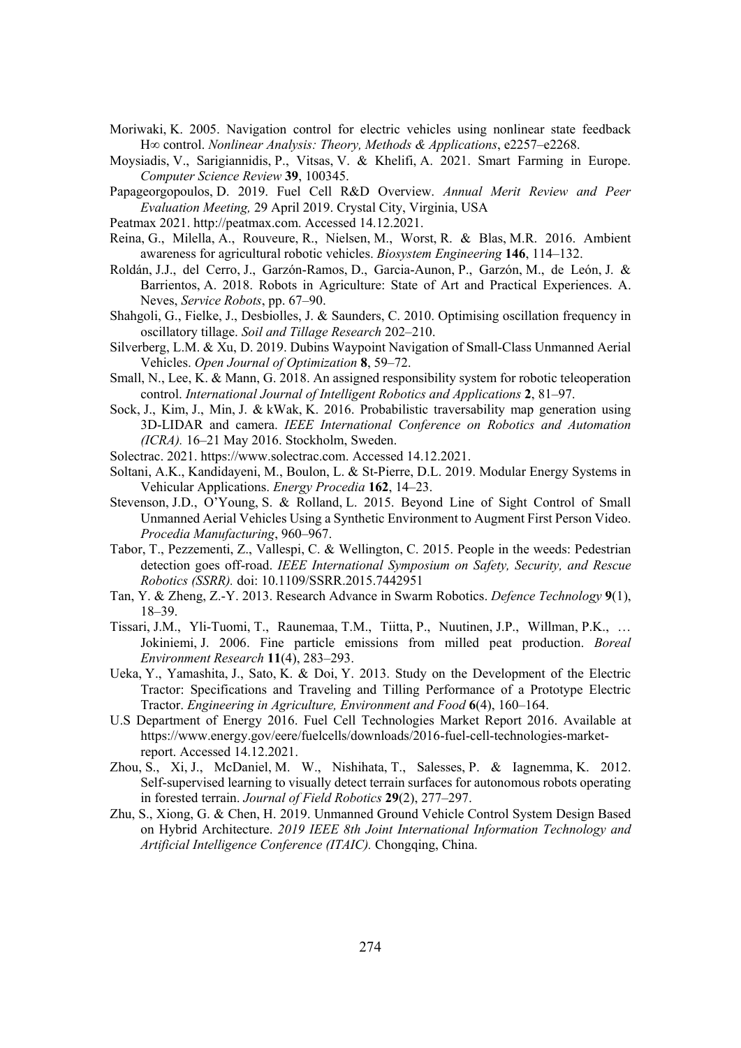Moriwaki, K. 2005. Navigation control for electric vehicles using nonlinear state feedback H∞ control. *Nonlinear Analysis: Theory, Methods & Applications*, e2257–e2268.

Moysiadis, V., Sarigiannidis, P., Vitsas, V. & Khelifi, A. 2021. Smart Farming in Europe. *Computer Science Review* **39**, 100345.

Papageorgopoulos, D. 2019. Fuel Cell R&D Overview. *Annual Merit Review and Peer Evaluation Meeting,* 29 April 2019. Crystal City, Virginia, USA

Peatmax 2021. http://peatmax.com. Accessed 14.12.2021.

Reina, G., Milella, A., Rouveure, R., Nielsen, M., Worst, R. & Blas, M.R. 2016. Ambient awareness for agricultural robotic vehicles. *Biosystem Engineering* **146**, 114–132.

Roldán, J.J., del Cerro, J., Garzón-Ramos, D., Garcia-Aunon, P., Garzón, M., de León, J. & Barrientos, A. 2018. Robots in Agriculture: State of Art and Practical Experiences. A. Neves, *Service Robots*, pp. 67–90.

Shahgoli, G., Fielke, J., Desbiolles, J. & Saunders, C. 2010. Optimising oscillation frequency in oscillatory tillage. *Soil and Tillage Research* 202–210.

Silverberg, L.M. & Xu, D. 2019. Dubins Waypoint Navigation of Small-Class Unmanned Aerial Vehicles. *Open Journal of Optimization* **8**, 59–72.

Small, N., Lee, K. & Mann, G. 2018. An assigned responsibility system for robotic teleoperation control. *International Journal of Intelligent Robotics and Applications* **2**, 81–97.

Sock, J., Kim, J., Min, J. & kWak, K. 2016. Probabilistic traversability map generation using 3D-LIDAR and camera. *IEEE International Conference on Robotics and Automation (ICRA).* 16–21 May 2016. Stockholm, Sweden.

Solectrac. 2021. https://www.solectrac.com. Accessed 14.12.2021.

Soltani, A.K., Kandidayeni, M., Boulon, L. & St-Pierre, D.L. 2019. Modular Energy Systems in Vehicular Applications. *Energy Procedia* **162**, 14–23.

Stevenson, J.D., O'Young, S. & Rolland, L. 2015. Beyond Line of Sight Control of Small Unmanned Aerial Vehicles Using a Synthetic Environment to Augment First Person Video. *Procedia Manufacturing*, 960–967.

Tabor, T., Pezzementi, Z., Vallespi, C. & Wellington, C. 2015. People in the weeds: Pedestrian detection goes off-road. *IEEE International Symposium on Safety, Security, and Rescue Robotics (SSRR).* doi: 10.1109/SSRR.2015.7442951

Tan, Y. & Zheng, Z.-Y. 2013. Research Advance in Swarm Robotics. *Defence Technology* **9**(1), 18–39.

Tissari, J.M., Yli-Tuomi, T., Raunemaa, T.M., Tiitta, P., Nuutinen, J.P., Willman, P.K., … Jokiniemi, J. 2006. Fine particle emissions from milled peat production. *Boreal Environment Research* **11**(4), 283–293.

Ueka, Y., Yamashita, J., Sato, K. & Doi, Y. 2013. Study on the Development of the Electric Tractor: Specifications and Traveling and Tilling Performance of a Prototype Electric Tractor. *Engineering in Agriculture, Environment and Food* **6**(4), 160–164.

U.S Department of Energy 2016. Fuel Cell Technologies Market Report 2016. Available at https://www.energy.gov/eere/fuelcells/downloads/2016-fuel-cell-technologies-market-report. Accessed 14.12.2021.

Zhou, S., Xi, J., McDaniel, M. W., Nishihata, T., Salesses, P. & Iagnemma, K. 2012. Self-supervised learning to visually detect terrain surfaces for autonomous robots operating in forested terrain. *Journal of Field Robotics* **29**(2), 277–297.

Zhu, S., Xiong, G. & Chen, H. 2019. Unmanned Ground Vehicle Control System Design Based on Hybrid Architecture. *2019 IEEE 8th Joint International Information Technology and Artificial Intelligence Conference (ITAIC).* Chongqing, China.